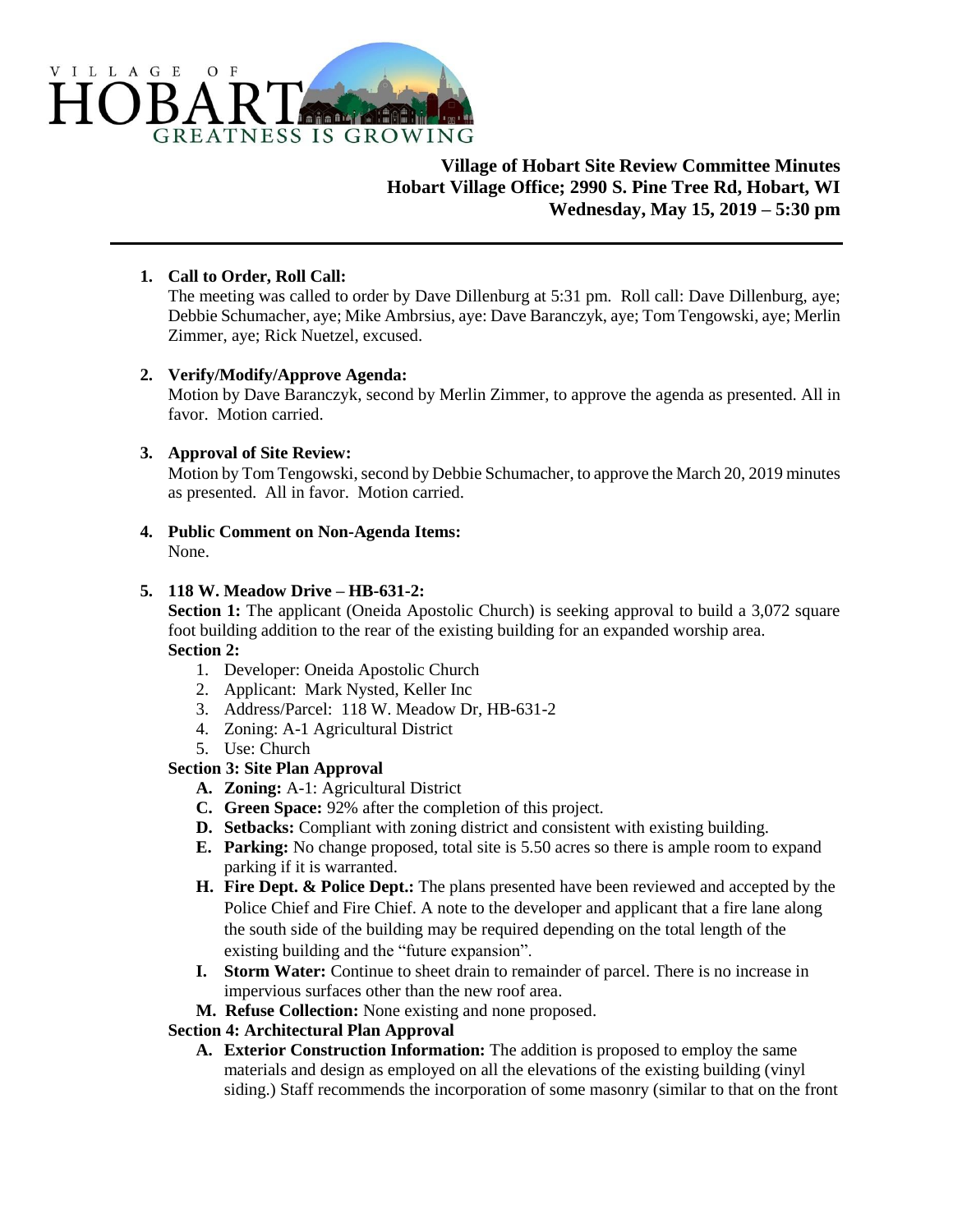VILLAGE OF HOBART
GREATNESS IS GROWING

**Village of Hobart Site Review Committee Minutes**
**Hobart Village Office; 2990 S. Pine Tree Rd, Hobart, WI**
**Wednesday, May 15, 2019 – 5:30 pm**

---

1. **Call to Order, Roll Call:**
   The meeting was called to order by Dave Dillenburg at 5:31 pm. Roll call: Dave Dillenburg, aye; Debbie Schumacher, aye; Mike Ambrsius, aye: Dave Baranczyk, aye; Tom Tengowski, aye; Merlin Zimmer, aye; Rick Nuetzel, excused.

2. **Verify/Modify/Approve Agenda:**
   Motion by Dave Baranczyk, second by Merlin Zimmer, to approve the agenda as presented. All in favor. Motion carried.

3. **Approval of Site Review:**
   Motion by Tom Tengowski, second by Debbie Schumacher, to approve the March 20, 2019 minutes as presented. All in favor. Motion carried.

4. **Public Comment on Non-Agenda Items:**
   None.

5. **118 W. Meadow Drive – HB-631-2:**
   **Section 1:** The applicant (Oneida Apostolic Church) is seeking approval to build a 3,072 square foot building addition to the rear of the existing building for an expanded worship area.
   **Section 2:**
   1. Developer: Oneida Apostolic Church
   2. Applicant: Mark Nysted, Keller Inc
   3. Address/Parcel: 118 W. Meadow Dr, HB-631-2
   4. Zoning: A-1 Agricultural District
   5. Use: Church

   **Section 3: Site Plan Approval**
   - **A. Zoning:** A-1: Agricultural District
   - **C. Green Space:** 92% after the completion of this project.
   - **D. Setbacks:** Compliant with zoning district and consistent with existing building.
   - **E. Parking:** No change proposed, total site is 5.50 acres so there is ample room to expand parking if it is warranted.
   - **H. Fire Dept. & Police Dept.:** The plans presented have been reviewed and accepted by the Police Chief and Fire Chief. A note to the developer and applicant that a fire lane along the south side of the building may be required depending on the total length of the existing building and the "future expansion".
   - **I. Storm Water:** Continue to sheet drain to remainder of parcel. There is no increase in impervious surfaces other than the new roof area.
   - **M. Refuse Collection:** None existing and none proposed.

   **Section 4: Architectural Plan Approval**
   - **A. Exterior Construction Information:** The addition is proposed to employ the same materials and design as employed on all the elevations of the existing building (vinyl siding.) Staff recommends the incorporation of some masonry (similar to that on the front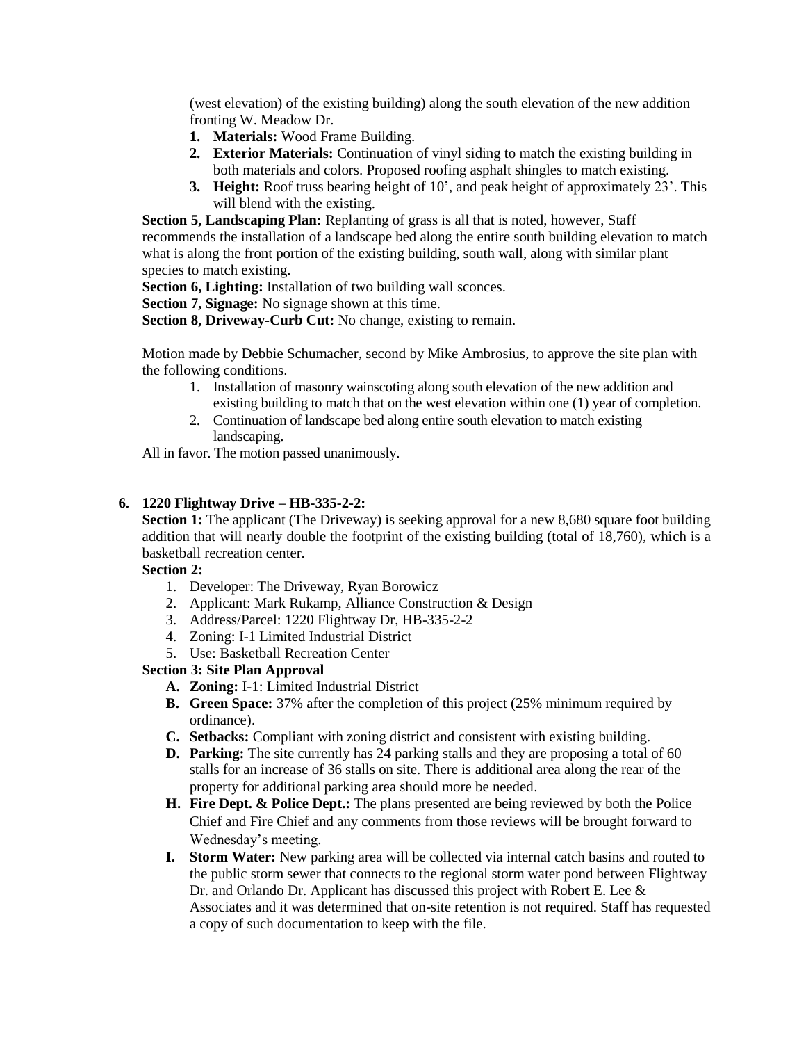(west elevation) of the existing building) along the south elevation of the new addition fronting W. Meadow Dr.

1. **Materials:** Wood Frame Building.
2. **Exterior Materials:** Continuation of vinyl siding to match the existing building in both materials and colors. Proposed roofing asphalt shingles to match existing.
3. **Height:** Roof truss bearing height of 10', and peak height of approximately 23'. This will blend with the existing.

**Section 5, Landscaping Plan:** Replanting of grass is all that is noted, however, Staff recommends the installation of a landscape bed along the entire south building elevation to match what is along the front portion of the existing building, south wall, along with similar plant species to match existing.

**Section 6, Lighting:** Installation of two building wall sconces.

**Section 7, Signage:** No signage shown at this time.

**Section 8, Driveway-Curb Cut:** No change, existing to remain.

Motion made by Debbie Schumacher, second by Mike Ambrosius, to approve the site plan with the following conditions.

1. Installation of masonry wainscoting along south elevation of the new addition and existing building to match that on the west elevation within one (1) year of completion.
2. Continuation of landscape bed along entire south elevation to match existing landscaping.

All in favor. The motion passed unanimously.

**6. 1220 Flightway Drive – HB-335-2-2:**

**Section 1:** The applicant (The Driveway) is seeking approval for a new 8,680 square foot building addition that will nearly double the footprint of the existing building (total of 18,760), which is a basketball recreation center.

**Section 2:**

1. Developer: The Driveway, Ryan Borowicz
2. Applicant: Mark Rukamp, Alliance Construction & Design
3. Address/Parcel: 1220 Flightway Dr, HB-335-2-2
4. Zoning: I-1 Limited Industrial District
5. Use: Basketball Recreation Center

**Section 3: Site Plan Approval**

- **A. Zoning:** I-1: Limited Industrial District
- **B. Green Space:** 37% after the completion of this project (25% minimum required by ordinance).
- **C. Setbacks:** Compliant with zoning district and consistent with existing building.
- **D. Parking:** The site currently has 24 parking stalls and they are proposing a total of 60 stalls for an increase of 36 stalls on site. There is additional area along the rear of the property for additional parking area should more be needed.
- **H. Fire Dept. & Police Dept.:** The plans presented are being reviewed by both the Police Chief and Fire Chief and any comments from those reviews will be brought forward to Wednesday's meeting.
- **I. Storm Water:** New parking area will be collected via internal catch basins and routed to the public storm sewer that connects to the regional storm water pond between Flightway Dr. and Orlando Dr. Applicant has discussed this project with Robert E. Lee & Associates and it was determined that on-site retention is not required. Staff has requested a copy of such documentation to keep with the file.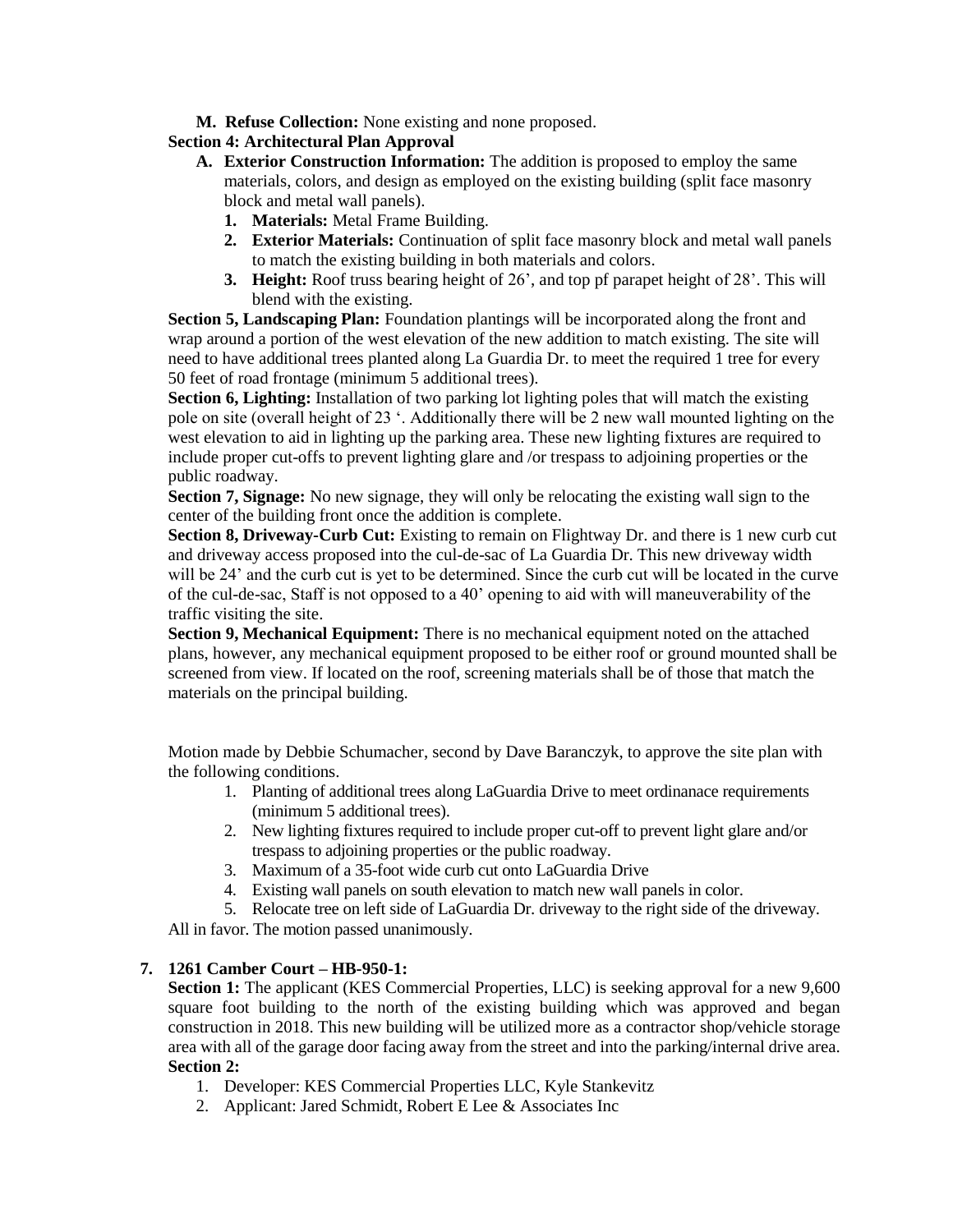**M. Refuse Collection:** None existing and none proposed.

**Section 4: Architectural Plan Approval**

**A. Exterior Construction Information:** The addition is proposed to employ the same materials, colors, and design as employed on the existing building (split face masonry block and metal wall panels).

1. **Materials:** Metal Frame Building.
2. **Exterior Materials:** Continuation of split face masonry block and metal wall panels to match the existing building in both materials and colors.
3. **Height:** Roof truss bearing height of 26', and top pf parapet height of 28'. This will blend with the existing.

**Section 5, Landscaping Plan:** Foundation plantings will be incorporated along the front and wrap around a portion of the west elevation of the new addition to match existing. The site will need to have additional trees planted along La Guardia Dr. to meet the required 1 tree for every 50 feet of road frontage (minimum 5 additional trees).

**Section 6, Lighting:** Installation of two parking lot lighting poles that will match the existing pole on site (overall height of 23 '. Additionally there will be 2 new wall mounted lighting on the west elevation to aid in lighting up the parking area. These new lighting fixtures are required to include proper cut-offs to prevent lighting glare and /or trespass to adjoining properties or the public roadway.

**Section 7, Signage:** No new signage, they will only be relocating the existing wall sign to the center of the building front once the addition is complete.

**Section 8, Driveway-Curb Cut:** Existing to remain on Flightway Dr. and there is 1 new curb cut and driveway access proposed into the cul-de-sac of La Guardia Dr. This new driveway width will be 24' and the curb cut is yet to be determined. Since the curb cut will be located in the curve of the cul-de-sac, Staff is not opposed to a 40' opening to aid with will maneuverability of the traffic visiting the site.

**Section 9, Mechanical Equipment:** There is no mechanical equipment noted on the attached plans, however, any mechanical equipment proposed to be either roof or ground mounted shall be screened from view. If located on the roof, screening materials shall be of those that match the materials on the principal building.

Motion made by Debbie Schumacher, second by Dave Baranczyk, to approve the site plan with the following conditions.

1. Planting of additional trees along LaGuardia Drive to meet ordinanace requirements (minimum 5 additional trees).
2. New lighting fixtures required to include proper cut-off to prevent light glare and/or trespass to adjoining properties or the public roadway.
3. Maximum of a 35-foot wide curb cut onto LaGuardia Drive
4. Existing wall panels on south elevation to match new wall panels in color.
5. Relocate tree on left side of LaGuardia Dr. driveway to the right side of the driveway.

All in favor. The motion passed unanimously.

**7. 1261 Camber Court – HB-950-1:**

**Section 1:** The applicant (KES Commercial Properties, LLC) is seeking approval for a new 9,600 square foot building to the north of the existing building which was approved and began construction in 2018. This new building will be utilized more as a contractor shop/vehicle storage area with all of the garage door facing away from the street and into the parking/internal drive area.

**Section 2:**

1. Developer: KES Commercial Properties LLC, Kyle Stankevitz
2. Applicant: Jared Schmidt, Robert E Lee & Associates Inc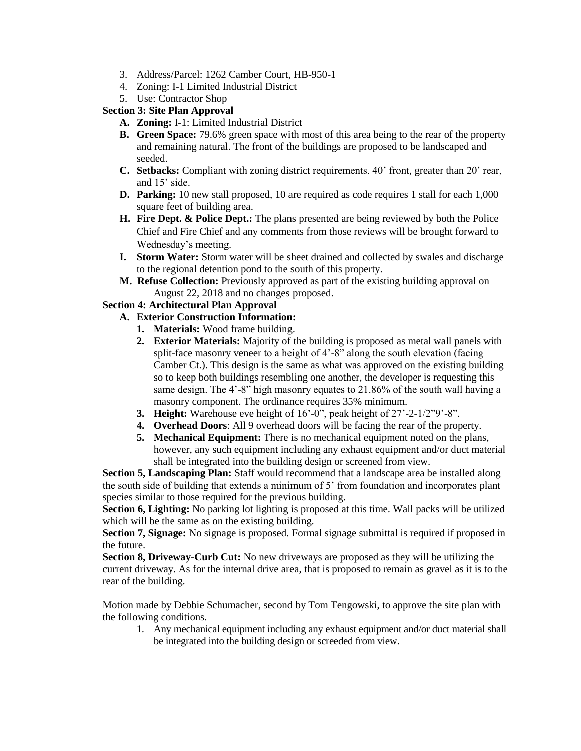3. Address/Parcel: 1262 Camber Court, HB-950-1
4. Zoning: I-1 Limited Industrial District
5. Use: Contractor Shop

**Section 3: Site Plan Approval**

- **A. Zoning:** I-1: Limited Industrial District
- **B. Green Space:** 79.6% green space with most of this area being to the rear of the property and remaining natural. The front of the buildings are proposed to be landscaped and seeded.
- **C. Setbacks:** Compliant with zoning district requirements. 40' front, greater than 20' rear, and 15' side.
- **D. Parking:** 10 new stall proposed, 10 are required as code requires 1 stall for each 1,000 square feet of building area.
- **H. Fire Dept. & Police Dept.:** The plans presented are being reviewed by both the Police Chief and Fire Chief and any comments from those reviews will be brought forward to Wednesday's meeting.
- **I. Storm Water:** Storm water will be sheet drained and collected by swales and discharge to the regional detention pond to the south of this property.
- **M. Refuse Collection:** Previously approved as part of the existing building approval on August 22, 2018 and no changes proposed.

**Section 4: Architectural Plan Approval**

- **A. Exterior Construction Information:**
  1. **Materials:** Wood frame building.
  2. **Exterior Materials:** Majority of the building is proposed as metal wall panels with split-face masonry veneer to a height of 4'-8" along the south elevation (facing Camber Ct.). This design is the same as what was approved on the existing building so to keep both buildings resembling one another, the developer is requesting this same design. The 4'-8" high masonry equates to 21.86% of the south wall having a masonry component. The ordinance requires 35% minimum.
  3. **Height:** Warehouse eve height of 16'-0", peak height of 27'-2-1/2"9'-8".
  4. **Overhead Doors**: All 9 overhead doors will be facing the rear of the property.
  5. **Mechanical Equipment:** There is no mechanical equipment noted on the plans, however, any such equipment including any exhaust equipment and/or duct material shall be integrated into the building design or screened from view.

**Section 5, Landscaping Plan:** Staff would recommend that a landscape area be installed along the south side of building that extends a minimum of 5' from foundation and incorporates plant species similar to those required for the previous building.

**Section 6, Lighting:** No parking lot lighting is proposed at this time. Wall packs will be utilized which will be the same as on the existing building.

**Section 7, Signage:** No signage is proposed. Formal signage submittal is required if proposed in the future.

**Section 8, Driveway-Curb Cut:** No new driveways are proposed as they will be utilizing the current driveway. As for the internal drive area, that is proposed to remain as gravel as it is to the rear of the building.

Motion made by Debbie Schumacher, second by Tom Tengowski, to approve the site plan with the following conditions.

1. Any mechanical equipment including any exhaust equipment and/or duct material shall be integrated into the building design or screeded from view.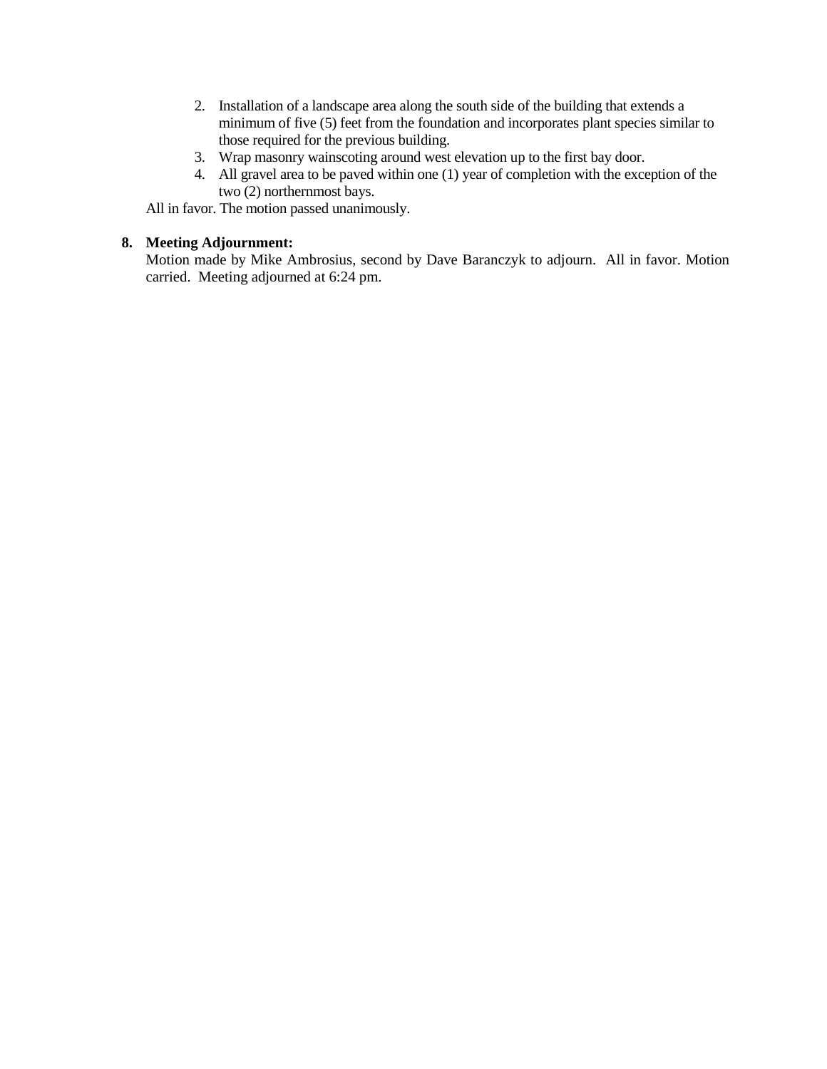2. Installation of a landscape area along the south side of the building that extends a minimum of five (5) feet from the foundation and incorporates plant species similar to those required for the previous building.
3. Wrap masonry wainscoting around west elevation up to the first bay door.
4. All gravel area to be paved within one (1) year of completion with the exception of the two (2) northernmost bays.

All in favor. The motion passed unanimously.

**8. Meeting Adjournment:**

Motion made by Mike Ambrosius, second by Dave Baranczyk to adjourn. All in favor. Motion carried. Meeting adjourned at 6:24 pm.